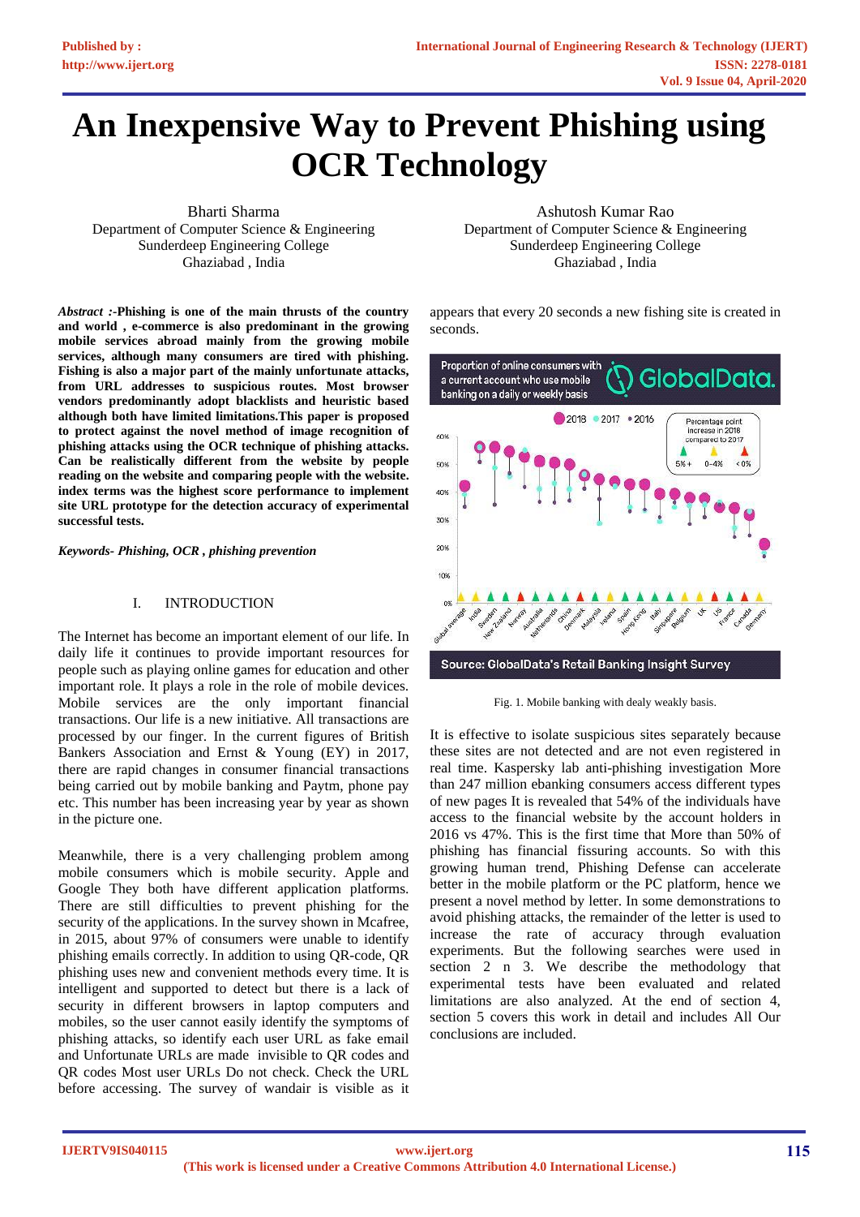# An Inexpensive Way to Prevent Phishing using OCR Technology

Bharti Sharma
Department of Computer Science & Engineering
Sunderdeep Engineering College
Ghaziabad , India

Ashutosh Kumar Rao
Department of Computer Science & Engineering
Sunderdeep Engineering College
Ghaziabad , India

***Abstract :-*****Phishing is one of the main thrusts of the country and world , e-commerce is also predominant in the growing mobile services abroad mainly from the growing mobile services, although many consumers are tired with phishing. Fishing is also a major part of the mainly unfortunate attacks, from URL addresses to suspicious routes. Most browser vendors predominantly adopt blacklists and heuristic based although both have limited limitations.This paper is proposed to protect against the novel method of image recognition of phishing attacks using the OCR technique of phishing attacks. Can be realistically different from the website by people reading on the website and comparing people with the website. index terms was the highest score performance to implement site URL prototype for the detection accuracy of experimental successful tests.**

***Keywords- Phishing, OCR , phishing prevention***

## I. INTRODUCTION

The Internet has become an important element of our life. In daily life it continues to provide important resources for people such as playing online games for education and other important role. It plays a role in the role of mobile devices. Mobile services are the only important financial transactions. Our life is a new initiative. All transactions are processed by our finger. In the current figures of British Bankers Association and Ernst & Young (EY) in 2017, there are rapid changes in consumer financial transactions being carried out by mobile banking and Paytm, phone pay etc. This number has been increasing year by year as shown in the picture one.

Meanwhile, there is a very challenging problem among mobile consumers which is mobile security. Apple and Google They both have different application platforms. There are still difficulties to prevent phishing for the security of the applications. In the survey shown in Mcfaree, in 2015, about 97% of consumers were unable to identify phishing emails correctly. In addition to using QR-code, QR phishing uses new and convenient methods every time. It is intelligent and supported to detect but there is a lack of security in different browsers in laptop computers and mobiles, so the user cannot easily identify the symptoms of phishing attacks, so identify each user URL as fake email and Unfortunate URLs are made invisible to QR codes and QR codes Most user URLs Do not check. Check the URL before accessing. The survey of wandair is visible as it appears that every 20 seconds a new fishing site is created in seconds.

Fig. 1. Mobile banking with dealy weakly basis.

It is effective to isolate suspicious sites separately because these sites are not detected and are not even registered in real time. Kaspersky lab anti-phishing investigation More than 247 million ebanking consumers access different types of new pages It is revealed that 54% of the individuals have access to the financial website by the account holders in 2016 vs 47%. This is the first time that More than 50% of phishing has financial fissuring accounts. So with this growing human trend, Phishing Defense can accelerate better in the mobile platform or the PC platform, hence we present a novel method by letter. In some demonstrations to avoid phishing attacks, the remainder of the letter is used to increase the rate of accuracy through evaluation experiments. But the following searches were used in section 2 n 3. We describe the methodology that experimental tests have evaluated and related limitations are also analyzed. At the end of section 4, section 5 covers this work in detail and includes All Our conclusions are included.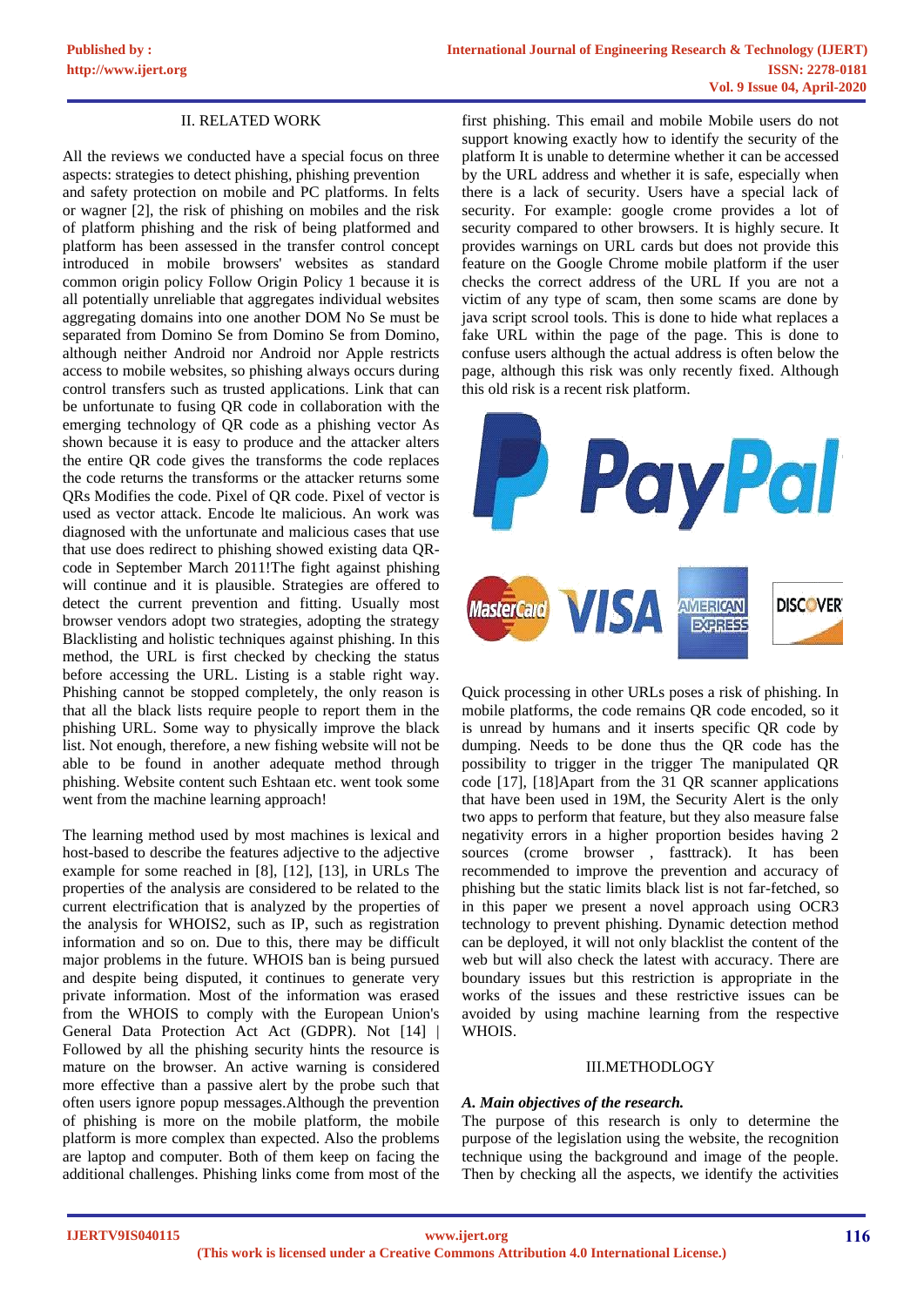## II. RELATED WORK

All the reviews we conducted have a special focus on three aspects: strategies to detect phishing, phishing prevention and safety protection on mobile and PC platforms. In felts or wagner [2], the risk of phishing on mobiles and the risk of platform phishing and the risk of being platformed and platform has been assessed in the transfer control concept introduced in mobile browsers' websites as standard common origin policy Follow Origin Policy 1 because it is all potentially unreliable that aggregates individual websites aggregating domains into one another DOM No Se must be separated from Domino Se from Domino Se from Domino, although neither Android nor Android nor Apple restricts access to mobile websites, so phishing always occurs during control transfers such as trusted applications. Link that can be unfortunate to fusing QR code in collaboration with the emerging technology of QR code as a phishing vector As shown because it is easy to produce and the attacker alters the entire QR code gives the transforms the code replaces the code returns the transforms or the attacker returns some QRs Modifies the code. Pixel of QR code. Pixel of vector is used as vector attack. Encode lte malicious. An work was diagnosed with the unfortunate and malicious cases that use that use does redirect to phishing showed existing data QR-code in September March 2011!The fight against phishing will continue and it is plausible. Strategies are offered to detect the current prevention and fitting. Usually most browser vendors adopt two strategies, adopting the strategy Blacklisting and holistic techniques against phishing. In this method, the URL is first checked by checking the status before accessing the URL. Listing is a stable right way. Phishing cannot be stopped completely, the only reason is that all the black lists require people to report them in the phishing URL. Some way to physically improve the black list. Not enough, therefore, a new fishing website will not be able to be found in another adequate method through phishing. Website content such Eshtaan etc. went took some went from the machine learning approach!

The learning method used by most machines is lexical and host-based to describe the features adjective to the adjective example for some reached in [8], [12], [13], in URLs The properties of the analysis are considered to be related to the current electrification that is analyzed by the properties of the analysis for WHOIS2, such as IP, such as registration information and so on. Due to this, there may be difficult major problems in the future. WHOIS ban is being pursued and despite being disputed, it continues to generate very private information. Most of the information was erased from the WHOIS to comply with the European Union's General Data Protection Act Act (GDPR). Not [14] | Followed by all the phishing security hints the resource is mature on the browser. An active warning is considered more effective than a passive alert by the probe such that often users ignore popup messages.Although the prevention of phishing is more on the mobile platform, the mobile platform is more complex than expected. Also the problems are laptop and computer. Both of them keep on facing the additional challenges. Phishing links come from most of the first phishing. This email and mobile Mobile users do not support knowing exactly how to identify the security of the platform It is unable to determine whether it can be accessed by the URL address and whether it is safe, especially when there is a lack of security. Users have a special lack of security. For example: google crome provides a lot of security compared to other browsers. It is highly secure. It provides warnings on URL cards but does not provide this feature on the Google Chrome mobile platform if the user checks the correct address of the URL If you are not a victim of any type of scam, then some scams are done by java script scrool tools. This is done to hide what replaces a fake URL within the page of the page. This is done to confuse users although the actual address is often below the page, although this risk was only recently fixed. Although this old risk is a recent risk platform.

Quick processing in other URLs poses a risk of phishing. In mobile platforms, the code remains QR code encoded, so it is unread by humans and it inserts specific QR code by dumping. Needs to be done thus the QR code has the possibility to trigger in the trigger The manipulated QR code [17], [18]Apart from the 31 QR scanner applications that have been used in 19M, the Security Alert is the only two apps to perform that feature, but they also measure false negativity errors in a higher proportion besides having 2 sources (crome browser , fasttrack). It has been recommended to improve the prevention and accuracy of phishing but the static limits black list is not far-fetched, so in this paper we present a novel approach using OCR3 technology to prevent phishing. Dynamic detection method can be deployed, it will not only blacklist the content of the web but will also check the latest with accuracy. There are boundary issues but this restriction is appropriate in the works of the issues and these restrictive issues can be avoided by using machine learning from the respective WHOIS.

## III.METHODOLOGY

### *A. Main objectives of the research.*

The purpose of this research is only to determine the purpose of the legislation using the website, the recognition technique using the background and image of the people. Then by checking all the aspects, we identify the activities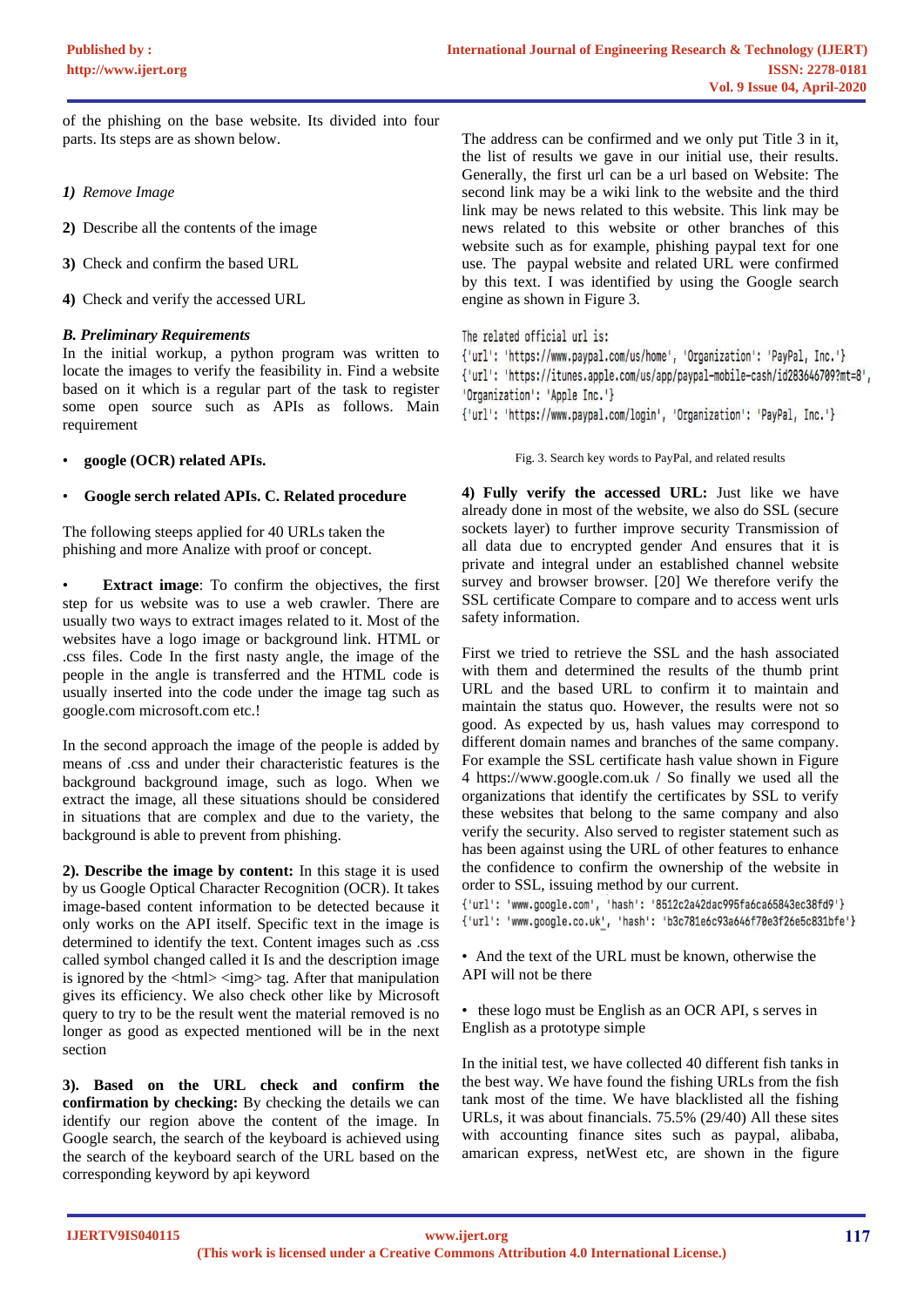of the phishing on the base website. Its divided into four parts. Its steps are as shown below.

1) *Remove Image*

2) Describe all the contents of the image

3) Check and confirm the based URL

4) Check and verify the accessed URL

### *B. Preliminary Requirements*

In the initial workup, a python program was written to locate the images to verify the feasibility in. Find a website based on it which is a regular part of the task to register some open source such as APIs as follows. Main requirement

- **google (OCR) related APIs.**
- **Google serch related APIs. C. Related procedure**

The following steeps applied for 40 URLs taken the phishing and more Analize with proof or concept.

- **Extract image**: To confirm the objectives, the first step for us website was to use a web crawler. There are usually two ways to extract images related to it. Most of the websites have a logo image or background link. HTML or .css files. Code In the first nasty angle, the image of the people in the angle is transferred and the HTML code is usually inserted into the code under the image tag such as google.com microsoft.com etc.!

In the second approach the image of the people is added by means of .css and under their characteristic features is the background background image, such as logo. When we extract the image, all these situations should be considered in situations that are complex and due to the variety, the background is able to prevent from phishing.

**2). Describe the image by content:** In this stage it is used by us Google Optical Character Recognition (OCR). It takes image-based content information to be detected because it only works on the API itself. Specific text in the image is determined to identify the text. Content images such as .css called symbol changed called it Is and the description image is ignored by the <html> <img> tag. After that manipulation gives its efficiency. We also check other like by Microsoft query to try to be the result went the material removed is no longer as good as expected mentioned will be in the next section

**3). Based on the URL check and confirm the confirmation by checking:** By checking the details we can identify our region above the content of the image. In Google search, the search of the keyboard is achieved using the search of the keyboard search of the URL based on the corresponding keyword by api keyword

The address can be confirmed and we only put Title 3 in it, the list of results we gave in our initial use, their results. Generally, the first url can be a url based on Website: The second link may be a wiki link to the website and the third link may be news related to this website. This link may be news related to this website or other branches of this website such as for example, phishing paypal text for one use. The paypal website and related URL were confirmed by this text. I was identified by using the Google search engine as shown in Figure 3.

```
The related official url is:
{'url': 'https://www.paypal.com/us/home', 'Organization': 'PayPal, Inc.'}
{'url': 'https://itunes.apple.com/us/app/paypal-mobile-cash/id283646709?mt=8',
'Organization': 'Apple Inc.'}
{'url': 'https://www.paypal.com/login', 'Organization': 'PayPal, Inc.'}
```

Fig. 3. Search key words to PayPal, and related results

**4) Fully verify the accessed URL:** Just like we have already done in most of the website, we also do SSL (secure sockets layer) to further improve security Transmission of all data due to encrypted gender And ensures that it is private and integral under an established channel website survey and browser browser. [20] We therefore verify the SSL certificate Compare to compare and to access went urls safety information.

First we tried to retrieve the SSL and the hash associated with them and determined the results of the thumb print URL and the based URL to confirm it to maintain and maintain the status quo. However, the results were not so good. As expected by us, hash values may correspond to different domain names and branches of the same company. For example the SSL certificate hash value shown in Figure 4 https://www.google.com.uk / So finally we used all the organizations that identify the certificates by SSL to verify these websites that belong to the same company and also verify the security. Also served to register statement such as has been against using the URL of other features to enhance the confidence to confirm the ownership of the website in order to SSL, issuing method by our current.

```
{'url': 'www.google.com', 'hash': '8512c2a42dac995fa6ca65843ec38fd9'}
{'url': 'www.google.co.uk', 'hash': 'b3c781e6c93a646f70e3f26e5c831bfe'}
```

- And the text of the URL must be known, otherwise the API will not be there
- these logo must be English as an OCR API, s serves in English as a prototype simple

In the initial test, we have collected 40 different fish tanks in the best way. We have found the fishing URLs from the fish tank most of the time. We have blacklisted all the fishing URLs, it was about financials. 75.5% (29/40) All these sites with accounting finance sites such as paypal, alibaba, amarican express, netWest etc, are shown in the figure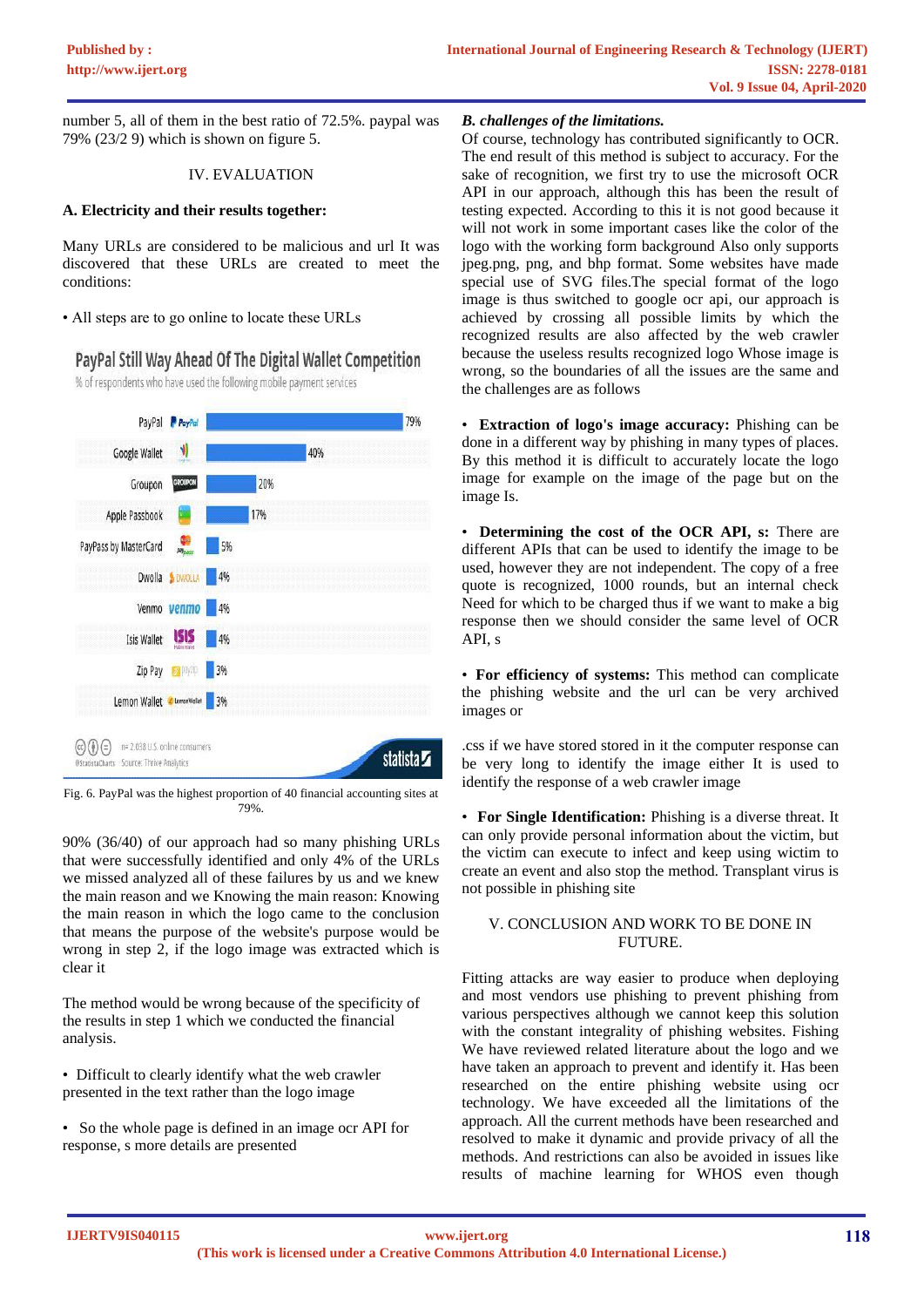number 5, all of them in the best ratio of 72.5%. paypal was 79% (23/2 9) which is shown on figure 5.

## IV. EVALUATION

### A. Electricity and their results together:

Many URLs are considered to be malicious and url It was discovered that these URLs are created to meet the conditions:

- All steps are to go online to locate these URLs

Fig. 6. PayPal was the highest proportion of 40 financial accounting sites at 79%.

90% (36/40) of our approach had so many phishing URLs that were successfully identified and only 4% of the URLs we missed analyzed all of these failures by us and we knew the main reason and we Knowing the main reason: Knowing the main reason in which the logo came to the conclusion that means the purpose of the website's purpose would be wrong in step 2, if the logo image was extracted which is clear it

The method would be wrong because of the specificity of the results in step 1 which we conducted the financial analysis.

- Difficult to clearly identify what the web crawler presented in the text rather than the logo image

- So the whole page is defined in an image ocr API for response, s more details are presented

### *B. challenges of the limitations.*

Of course, technology has contributed significantly to OCR. The end result of this method is subject to accuracy. For the sake of recognition, we first try to use the microsoft OCR API in our approach, although this has been the result of testing expected. According to this it is not good because it will not work in some important cases like the color of the logo with the working form background Also only supports jpeg.png, png, and bhp format. Some websites have made special use of SVG files.The special format of the logo image is thus switched to google ocr api, our approach is achieved by crossing all possible limits by which the recognized results are also affected by the web crawler because the useless results recognized logo Whose image is wrong, so the boundaries of all the issues are the same and the challenges are as follows

- **Extraction of logo's image accuracy:** Phishing can be done in a different way by phishing in many types of places. By this method it is difficult to accurately locate the logo image for example on the image of the page but on the image Is.

- **Determining the cost of the OCR API, s:** There are different APIs that can be used to identify the image to be used, however they are not independent. The copy of a free quote is recognized, 1000 rounds, but an internal check Need for which to be charged thus if we want to make a big response then we should consider the same level of OCR API, s

- **For efficiency of systems:** This method can complicate the phishing website and the url can be very archived images or

.css if we have stored stored in it the computer response can be very long to identify the image either It is used to identify the response of a web crawler image

- **For Single Identification:** Phishing is a diverse threat. It can only provide personal information about the victim, but the victim can execute to infect and keep using wictim to create an event and also stop the method. Transplant virus is not possible in phishing site

## V. CONCLUSION AND WORK TO BE DONE IN FUTURE.

Fitting attacks are way easier to produce when deploying and most vendors use phishing to prevent phishing from various perspectives although we cannot keep this solution with the constant integrality of phishing websites. Fishing We have reviewed related literature about the logo and we have taken an approach to prevent and identify it. Has been researched on the entire phishing website using ocr technology. We have exceeded all the limitations of the approach. All the current methods have been researched and resolved to make it dynamic and provide privacy of all the methods. And restrictions can also be avoided in issues like results of machine learning for WHOS even though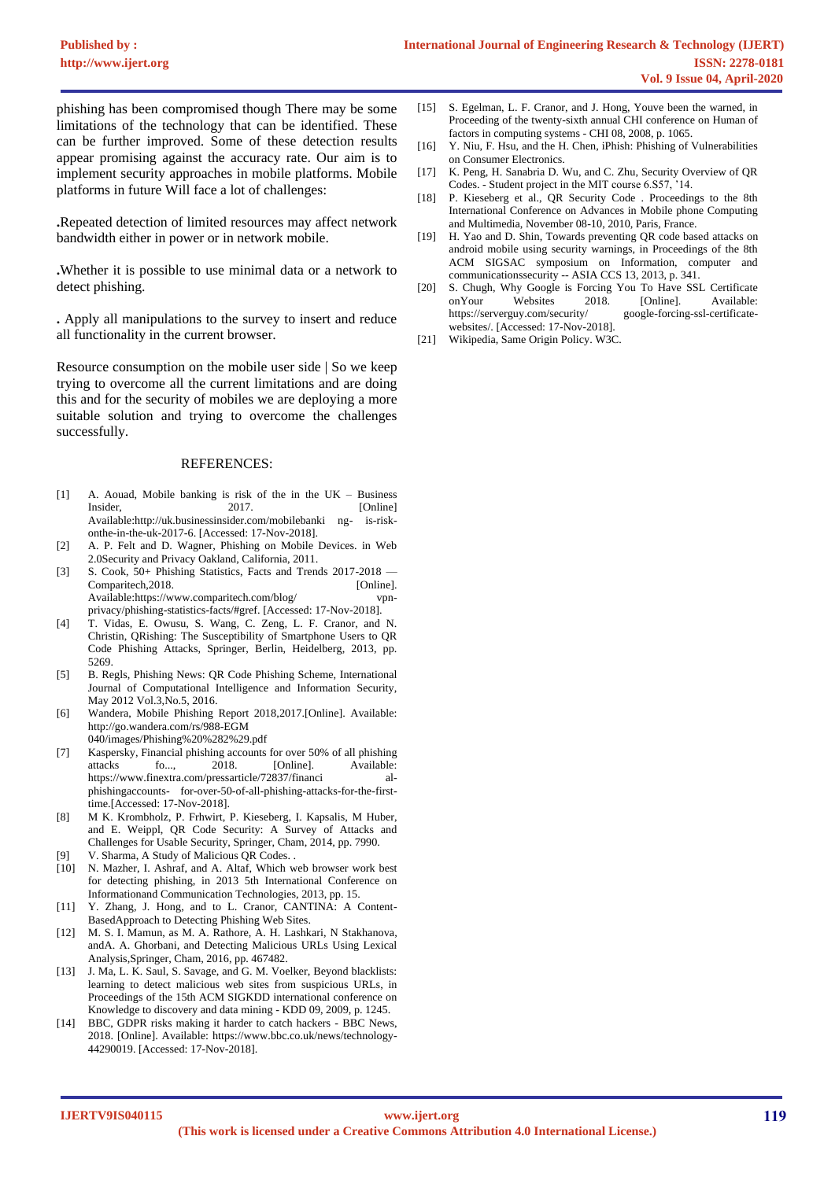phishing has been compromised though There may be some limitations of the technology that can be identified. These can be further improved. Some of these detection results appear promising against the accuracy rate. Our aim is to implement security approaches in mobile platforms. Mobile platforms in future Will face a lot of challenges:

.Repeated detection of limited resources may affect network bandwidth either in power or in network mobile.

.Whether it is possible to use minimal data or a network to detect phishing.

. Apply all manipulations to the survey to insert and reduce all functionality in the current browser.

Resource consumption on the mobile user side | So we keep trying to overcome all the current limitations and are doing this and for the security of mobiles we are deploying a more suitable solution and trying to overcome the challenges successfully.

## REFERENCES:

[1] A. Aouad, Mobile banking is risk of the in the UK – Business Insider, 2017. [Online] Available:http://uk.businessinsider.com/mobilebanki ng- is-risk-onthe-in-the-uk-2017-6. [Accessed: 17-Nov-2018].

[2] A. P. Felt and D. Wagner, Phishing on Mobile Devices. in Web 2.0Security and Privacy Oakland, California, 2011.

[3] S. Cook, 50+ Phishing Statistics, Facts and Trends 2017-2018 — Comparitech,2018. [Online]. Available:https://www.comparitech.com/blog/ vpn-privacy/phishing-statistics-facts/#gref. [Accessed: 17-Nov-2018].

[4] T. Vidas, E. Owusu, S. Wang, C. Zeng, L. F. Cranor, and N. Christin, QRishing: The Susceptibility of Smartphone Users to QR Code Phishing Attacks, Springer, Berlin, Heidelberg, 2013, pp. 5269.

[5] B. Regls, Phishing News: QR Code Phishing Scheme, International Journal of Computational Intelligence and Information Security, May 2012 Vol.3,No.5, 2016.

[6] Wandera, Mobile Phishing Report 2018,2017.[Online]. Available: http://go.wandera.com/rs/988-EGM 040/images/Phishing%20%282%29.pdf

[7] Kaspersky, Financial phishing accounts for over 50% of all phishing attacks fo..., 2018. [Online]. Available: https://www.finextra.com/pressarticle/72837/financi al-phishingaccounts- for-over-50-of-all-phishing-attacks-for-the-first-time.[Accessed: 17-Nov-2018].

[8] M K. Krombholz, P. Frhwirt, P. Kieseberg, I. Kapsalis, M Huber, and E. Weippl, QR Code Security: A Survey of Attacks and Challenges for Usable Security, Springer, Cham, 2014, pp. 7990.

[9] V. Sharma, A Study of Malicious QR Codes. .

[10] N. Mazher, I. Ashraf, and A. Altaf, Which web browser work best for detecting phishing, in 2013 5th International Conference on Informationand Communication Technologies, 2013, pp. 15.

[11] Y. Zhang, J. Hong, and to L. Cranor, CANTINA: A Content-BasedApproach to Detecting Phishing Web Sites.

[12] M. S. I. Mamun, as M. A. Rathore, A. H. Lashkari, N Stakhanova, andA. A. Ghorbani, and Detecting Malicious URLs Using Lexical Analysis,Springer, Cham, 2016, pp. 467482.

[13] J. Ma, L. K. Saul, S. Savage, and G. M. Voelker, Beyond blacklists: learning to detect malicious web sites from suspicious URLs, in Proceedings of the 15th ACM SIGKDD international conference on Knowledge to discovery and data mining - KDD 09, 2009, p. 1245.

[14] BBC, GDPR risks making it harder to catch hackers - BBC News, 2018. [Online]. Available: https://www.bbc.co.uk/news/technology-44290019. [Accessed: 17-Nov-2018].

[15] S. Egelman, L. F. Cranor, and J. Hong, Youve been the warned, in Proceeding of the twenty-sixth annual CHI conference on Human of factors in computing systems - CHI 08, 2008, p. 1065.

[16] Y. Niu, F. Hsu, and the H. Chen, iPhish: Phishing of Vulnerabilities on Consumer Electronics.

[17] K. Peng, H. Sanabria D. Wu, and C. Zhu, Security Overview of QR Codes. - Student project in the MIT course 6.S57, '14.

[18] P. Kieseberg et al., QR Security Code . Proceedings to the 8th International Conference on Advances in Mobile phone Computing and Multimedia, November 08-10, 2010, Paris, France.

[19] H. Yao and D. Shin, Towards preventing QR code based attacks on android mobile using security warnings, in Proceedings of the 8th ACM SIGSAC symposium on Information, computer and communicationssecurity -- ASIA CCS 13, 2013, p. 341.

[20] S. Chugh, Why Google is Forcing You To Have SSL Certificate onYour Websites 2018. [Online]. Available: https://serverguy.com/security/ google-forcing-ssl-certificate-websites/. [Accessed: 17-Nov-2018].

[21] Wikipedia, Same Origin Policy. W3C.